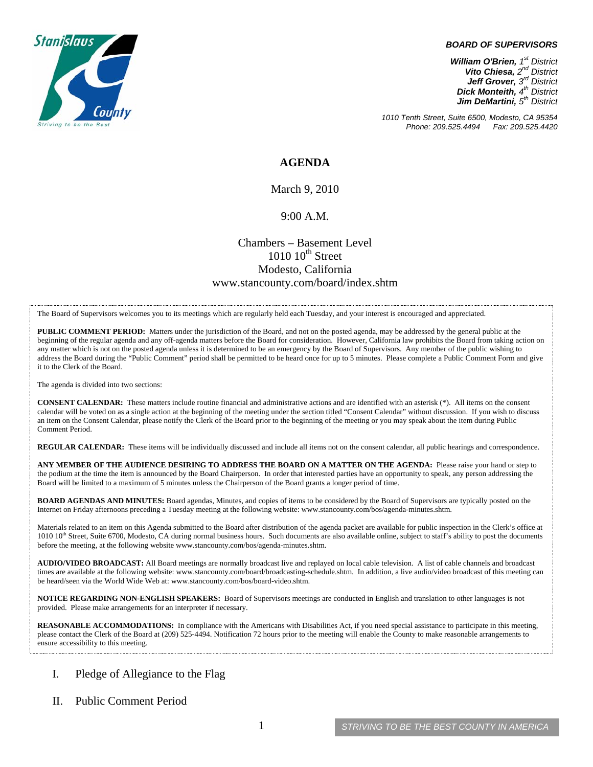Stanislaus County

Striving to be the Best

***BOARD OF SUPERVISORS***

***William O'Brien,** 1st District*
***Vito Chiesa,** 2nd District*
***Jeff Grover,** 3rd District*
***Dick Monteith,** 4th District*
***Jim DeMartini,** 5th District*

*1010 Tenth Street, Suite 6500, Modesto, CA 95354*
*Phone: 209.525.4494 Fax: 209.525.4420*

# AGENDA

March 9, 2010

9:00 A.M.

Chambers – Basement Level
1010 10th Street
Modesto, California
www.stancounty.com/board/index.shtm

The Board of Supervisors welcomes you to its meetings which are regularly held each Tuesday, and your interest is encouraged and appreciated.

**PUBLIC COMMENT PERIOD:** Matters under the jurisdiction of the Board, and not on the posted agenda, may be addressed by the general public at the beginning of the regular agenda and any off-agenda matters before the Board for consideration. However, California law prohibits the Board from taking action on any matter which is not on the posted agenda unless it is determined to be an emergency by the Board of Supervisors. Any member of the public wishing to address the Board during the "Public Comment" period shall be permitted to be heard once for up to 5 minutes. Please complete a Public Comment Form and give it to the Clerk of the Board.

The agenda is divided into two sections:

**CONSENT CALENDAR:** These matters include routine financial and administrative actions and are identified with an asterisk (*). All items on the consent calendar will be voted on as a single action at the beginning of the meeting under the section titled "Consent Calendar" without discussion. If you wish to discuss an item on the Consent Calendar, please notify the Clerk of the Board prior to the beginning of the meeting or you may speak about the item during Public Comment Period.

**REGULAR CALENDAR:** These items will be individually discussed and include all items not on the consent calendar, all public hearings and correspondence.

**ANY MEMBER OF THE AUDIENCE DESIRING TO ADDRESS THE BOARD ON A MATTER ON THE AGENDA:** Please raise your hand or step to the podium at the time the item is announced by the Board Chairperson. In order that interested parties have an opportunity to speak, any person addressing the Board will be limited to a maximum of 5 minutes unless the Chairperson of the Board grants a longer period of time.

**BOARD AGENDAS AND MINUTES:** Board agendas, Minutes, and copies of items to be considered by the Board of Supervisors are typically posted on the Internet on Friday afternoons preceding a Tuesday meeting at the following website: www.stancounty.com/bos/agenda-minutes.shtm.

Materials related to an item on this Agenda submitted to the Board after distribution of the agenda packet are available for public inspection in the Clerk's office at 1010 10th Street, Suite 6700, Modesto, CA during normal business hours. Such documents are also available online, subject to staff's ability to post the documents before the meeting, at the following website www.stancounty.com/bos/agenda-minutes.shtm.

**AUDIO/VIDEO BROADCAST:** All Board meetings are normally broadcast live and replayed on local cable television. A list of cable channels and broadcast times are available at the following website: www.stancounty.com/board/broadcasting-schedule.shtm. In addition, a live audio/video broadcast of this meeting can be heard/seen via the World Wide Web at: www.stancounty.com/bos/board-video.shtm.

**NOTICE REGARDING NON-ENGLISH SPEAKERS:** Board of Supervisors meetings are conducted in English and translation to other languages is not provided. Please make arrangements for an interpreter if necessary.

**REASONABLE ACCOMMODATIONS:** In compliance with the Americans with Disabilities Act, if you need special assistance to participate in this meeting, please contact the Clerk of the Board at (209) 525-4494. Notification 72 hours prior to the meeting will enable the County to make reasonable arrangements to ensure accessibility to this meeting.

I. Pledge of Allegiance to the Flag

II. Public Comment Period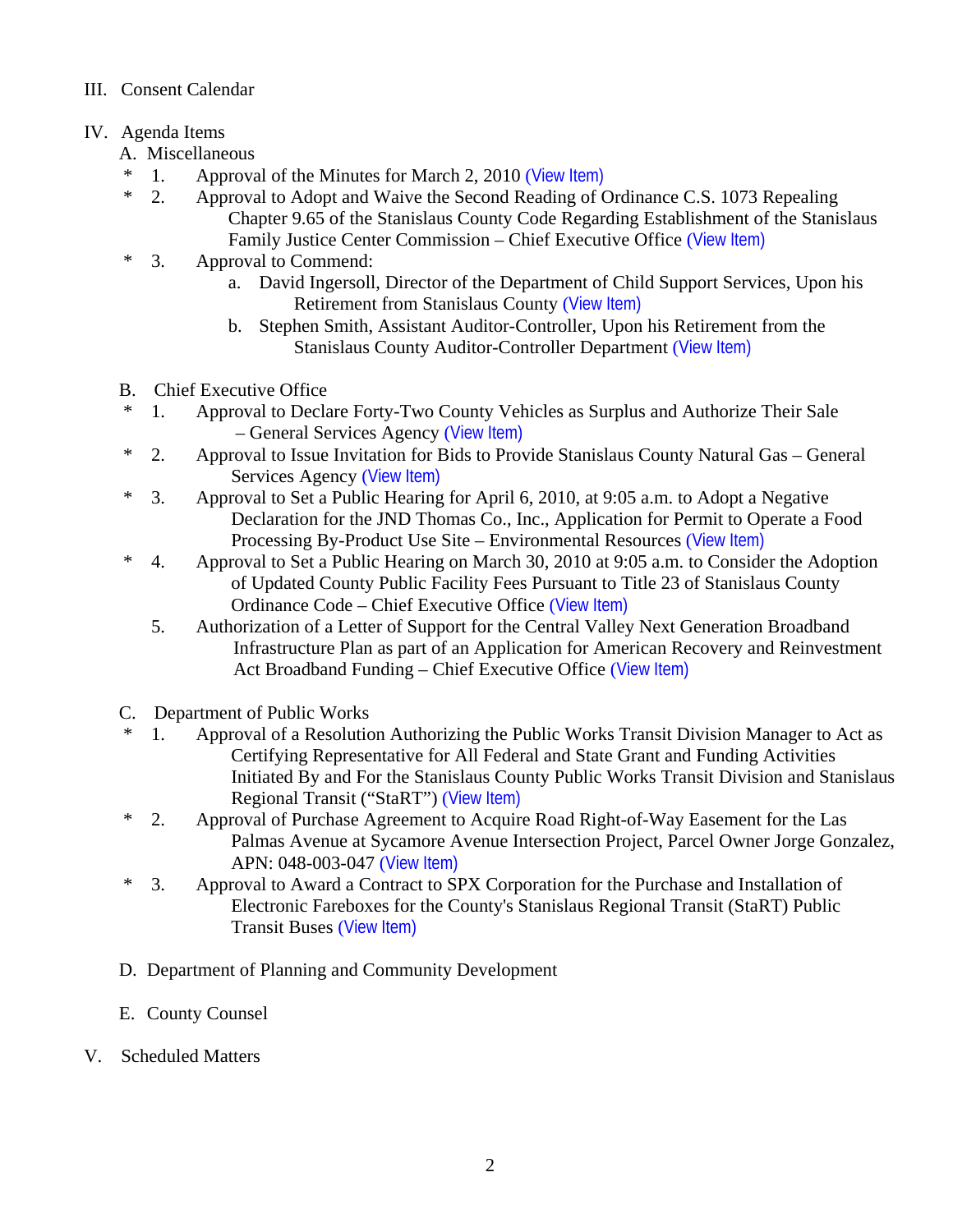III. Consent Calendar

IV. Agenda Items

A. Miscellaneous

- \* 1. Approval of the Minutes for March 2, 2010 (View Item)
- \* 2. Approval to Adopt and Waive the Second Reading of Ordinance C.S. 1073 Repealing Chapter 9.65 of the Stanislaus County Code Regarding Establishment of the Stanislaus Family Justice Center Commission – Chief Executive Office (View Item)
- \* 3. Approval to Commend:
  - a. David Ingersoll, Director of the Department of Child Support Services, Upon his Retirement from Stanislaus County (View Item)
  - b. Stephen Smith, Assistant Auditor-Controller, Upon his Retirement from the Stanislaus County Auditor-Controller Department (View Item)

B. Chief Executive Office

- \* 1. Approval to Declare Forty-Two County Vehicles as Surplus and Authorize Their Sale – General Services Agency (View Item)
- \* 2. Approval to Issue Invitation for Bids to Provide Stanislaus County Natural Gas – General Services Agency (View Item)
- \* 3. Approval to Set a Public Hearing for April 6, 2010, at 9:05 a.m. to Adopt a Negative Declaration for the JND Thomas Co., Inc., Application for Permit to Operate a Food Processing By-Product Use Site – Environmental Resources (View Item)
- \* 4. Approval to Set a Public Hearing on March 30, 2010 at 9:05 a.m. to Consider the Adoption of Updated County Public Facility Fees Pursuant to Title 23 of Stanislaus County Ordinance Code – Chief Executive Office (View Item)
- 5. Authorization of a Letter of Support for the Central Valley Next Generation Broadband Infrastructure Plan as part of an Application for American Recovery and Reinvestment Act Broadband Funding – Chief Executive Office (View Item)

C. Department of Public Works

- \* 1. Approval of a Resolution Authorizing the Public Works Transit Division Manager to Act as Certifying Representative for All Federal and State Grant and Funding Activities Initiated By and For the Stanislaus County Public Works Transit Division and Stanislaus Regional Transit ("StaRT") (View Item)
- \* 2. Approval of Purchase Agreement to Acquire Road Right-of-Way Easement for the Las Palmas Avenue at Sycamore Avenue Intersection Project, Parcel Owner Jorge Gonzalez, APN: 048-003-047 (View Item)
- \* 3. Approval to Award a Contract to SPX Corporation for the Purchase and Installation of Electronic Fareboxes for the County's Stanislaus Regional Transit (StaRT) Public Transit Buses (View Item)

D. Department of Planning and Community Development

E. County Counsel

V. Scheduled Matters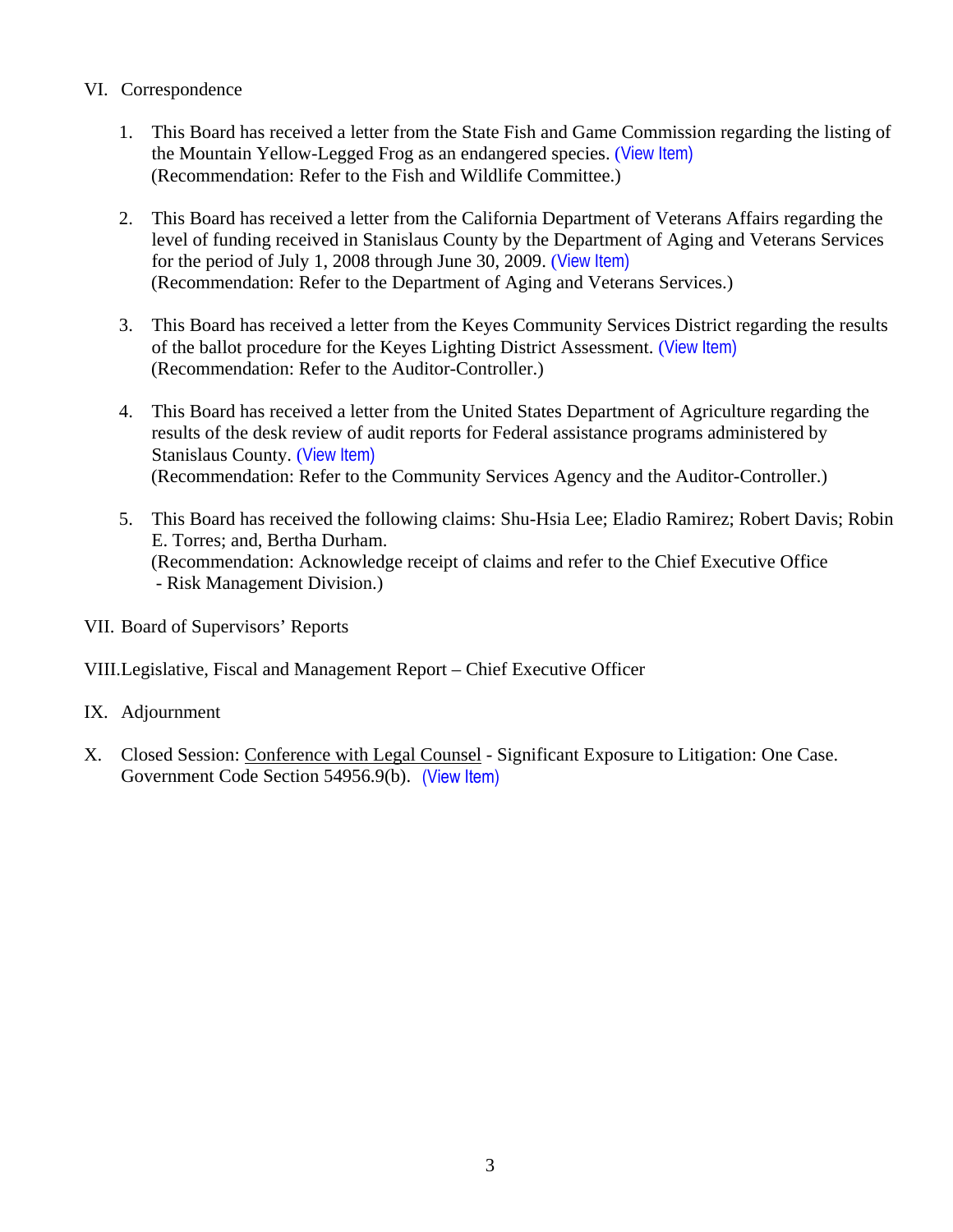VI. Correspondence

1. This Board has received a letter from the State Fish and Game Commission regarding the listing of the Mountain Yellow-Legged Frog as an endangered species. (View Item)
   (Recommendation: Refer to the Fish and Wildlife Committee.)

2. This Board has received a letter from the California Department of Veterans Affairs regarding the level of funding received in Stanislaus County by the Department of Aging and Veterans Services for the period of July 1, 2008 through June 30, 2009. (View Item)
   (Recommendation: Refer to the Department of Aging and Veterans Services.)

3. This Board has received a letter from the Keyes Community Services District regarding the results of the ballot procedure for the Keyes Lighting District Assessment. (View Item)
   (Recommendation: Refer to the Auditor-Controller.)

4. This Board has received a letter from the United States Department of Agriculture regarding the results of the desk review of audit reports for Federal assistance programs administered by Stanislaus County. (View Item)
   (Recommendation: Refer to the Community Services Agency and the Auditor-Controller.)

5. This Board has received the following claims: Shu-Hsia Lee; Eladio Ramirez; Robert Davis; Robin E. Torres; and, Bertha Durham.
   (Recommendation: Acknowledge receipt of claims and refer to the Chief Executive Office - Risk Management Division.)

VII. Board of Supervisors' Reports

VIII. Legislative, Fiscal and Management Report – Chief Executive Officer

IX. Adjournment

X. Closed Session: Conference with Legal Counsel - Significant Exposure to Litigation: One Case. Government Code Section 54956.9(b). (View Item)